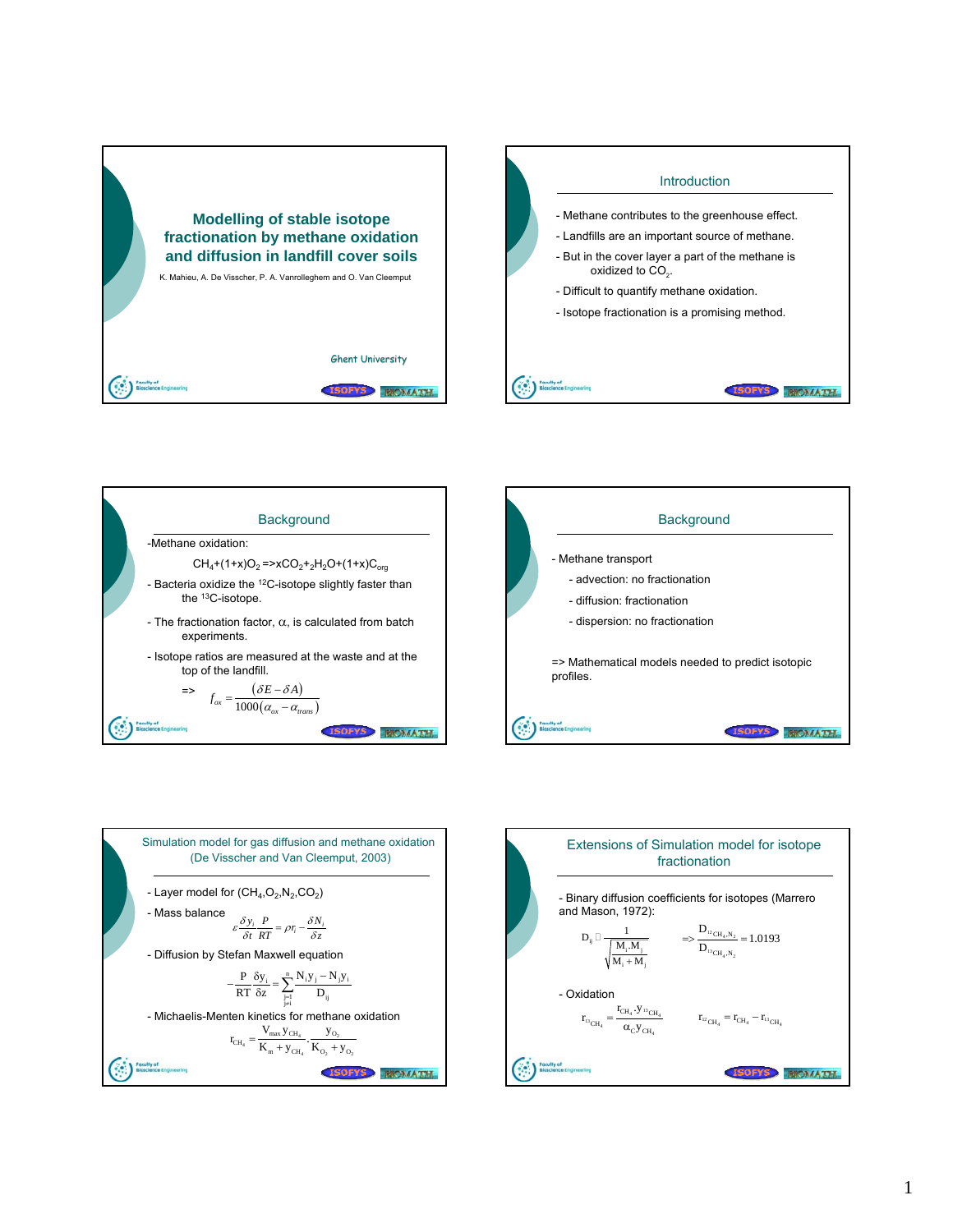# Modelling of stable isotope fractionation by methane oxidation and diffusion in landfill cover soils

K. Mahieu, A. De Visscher, P. A. Vanrolleghem and O. Van Cleemput

Ghent University

## Introduction

- Methane contributes to the greenhouse effect.
- Landfills are an important source of methane.
- But in the cover layer a part of the methane is oxidized to $CO_2$.
- Difficult to quantify methane oxidation.
- Isotope fractionation is a promising method.

## Background

-Methane oxidation:

$$CH_4+(1+x)O_2 \Rightarrow xCO_2+{}_2H_2O+(1+x)C_{org}$$

- Bacteria oxidize the $^{12}C$-isotope slightly faster than the $^{13}C$-isotope.
- The fractionation factor, $\alpha$, is calculated from batch experiments.
- Isotope ratios are measured at the waste and at the top of the landfill.

=> $$f_{ox} = \frac{(\delta E - \delta A)}{1000(\alpha_{ox} - \alpha_{trans})}$$

## Background

- Methane transport
  - advection: no fractionation
  - diffusion: fractionation
  - dispersion: no fractionation

=> Mathematical models needed to predict isotopic profiles.

## Simulation model for gas diffusion and methane oxidation (De Visscher and Van Cleemput, 2003)

- Layer model for ($CH_4$,$O_2$,$N_2$,$CO_2$)
- Mass balance

$$\varepsilon \frac{\delta y_i}{\delta t}\frac{P}{RT} = \rho r_i - \frac{\delta N_i}{\delta z}$$

- Diffusion by Stefan Maxwell equation

$$-\frac{P}{RT}\frac{\delta y_i}{\delta z} = \sum_{\substack{j=1 \\ j\neq i}}^{n} \frac{N_i y_j - N_j y_i}{D_{ij}}$$

- Michaelis-Menten kinetics for methane oxidation

$$r_{CH_4} = \frac{V_{max} y_{CH_4}}{K_m + y_{CH_4}} \cdot \frac{y_{O_2}}{K_{O_2} + y_{O_2}}$$

## Extensions of Simulation model for isotope fractionation

- Binary diffusion coefficients for isotopes (Marrero and Mason, 1972):

$$D_{ij} \propto \frac{1}{\sqrt{\frac{M_i M_j}{M_i + M_j}}} \quad \Rightarrow \frac{D_{^{12}CH_4,N_2}}{D_{^{13}CH_4,N_2}} = 1.0193$$

- Oxidation

$$r_{^{13}CH_4} = \frac{r_{CH_4} \cdot y_{^{13}CH_4}}{\alpha_C y_{CH_4}} \qquad r_{^{12}CH_4} = r_{CH_4} - r_{^{13}CH_4}$$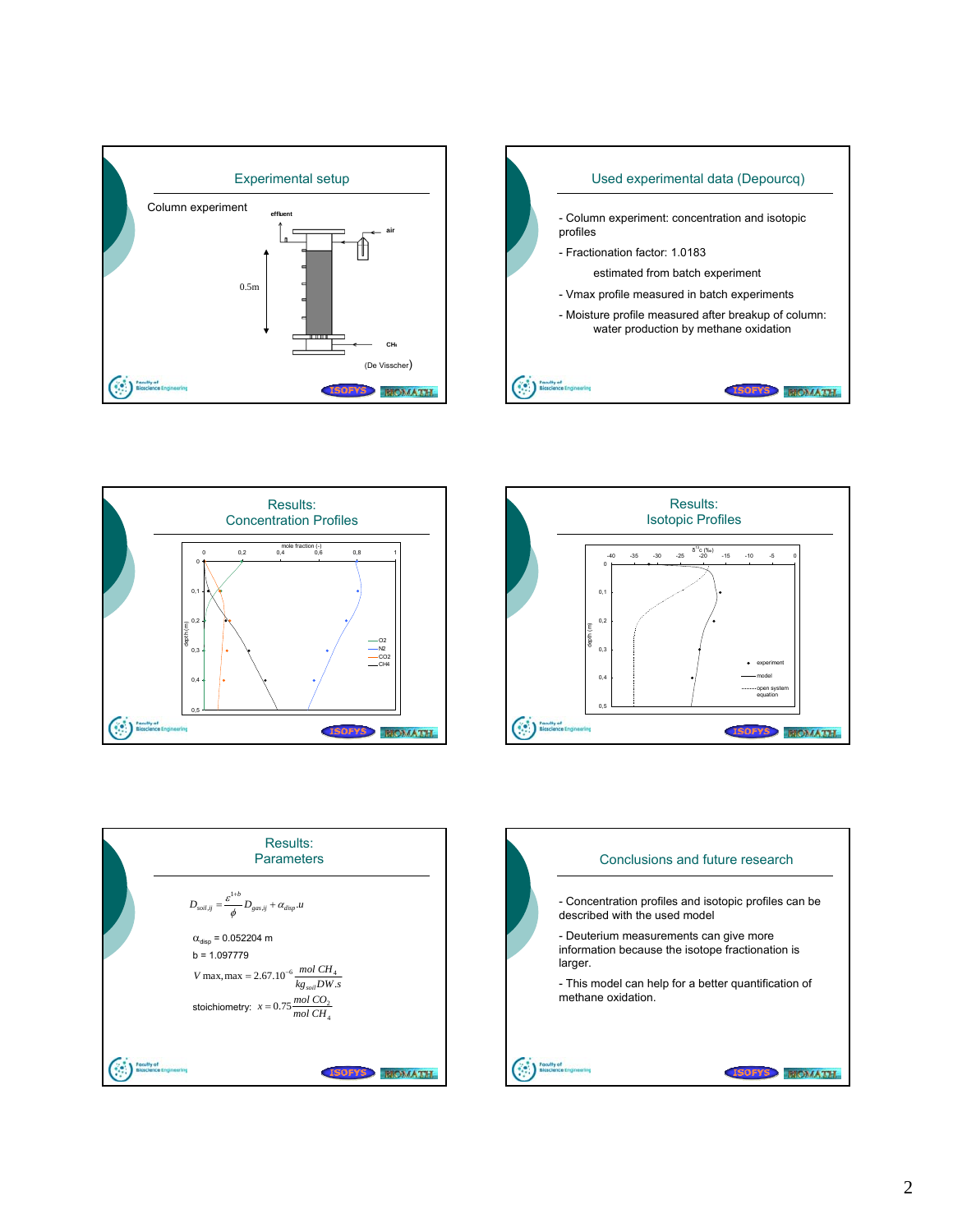## Experimental setup

Column experiment

effluent

air

0.5m

CH₄

(De Visscher)

## Used experimental data (Depourcq)

- Column experiment: concentration and isotopic profiles
- Fractionation factor: 1.0183

  estimated from batch experiment
- Vmax profile measured in batch experiments
- Moisture profile measured after breakup of column: water production by methane oxidation

## Results: Concentration Profiles

mole fraction (-)

0 0,2 0,4 0,6 0,8 1

depth (m)

0 0,1 0,2 0,3 0,4 0,5

O2
N2
CO2
CH4

## Results: Isotopic Profiles

$\delta^{13}C$ (‰)

-40 -35 -30 -25 -20 -15 -10 -5 0

depth (m)

0 0,1 0,2 0,3 0,4 0,5

experiment
model
open system equation

## Results: Parameters

$$D_{soil,ij} = \frac{\varepsilon^{1+b}}{\phi} D_{gas,ij} + \alpha_{disp} \cdot u$$

$\alpha_{disp}$ = 0.052204 m

b = 1.097779

$$V\max,\max = 2.67.10^{-6} \frac{mol\ CH_4}{kg_{soil} DW.s}$$

stoichiometry: $x = 0.75 \frac{mol\ CO_2}{mol\ CH_4}$

## Conclusions and future research

- Concentration profiles and isotopic profiles can be described with the used model
- Deuterium measurements can give more information because the isotope fractionation is larger.
- This model can help for a better quantification of methane oxidation.